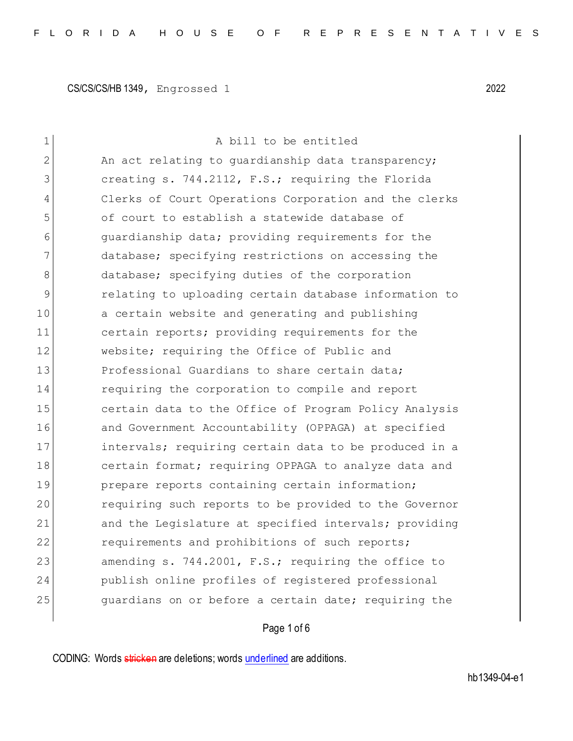CS/CS/CS/HB 1349, Engrossed 1 2022

A bill to be entitled

An act relating to guardianship data transparency; creating s. 744.2112, F.S.; requiring the Florida Clerks of Court Operations Corporation and the clerks of court to establish a statewide database of guardianship data; providing requirements for the database; specifying restrictions on accessing the database; specifying duties of the corporation relating to uploading certain database information to a certain website and generating and publishing certain reports; providing requirements for the website; requiring the Office of Public and Professional Guardians to share certain data; requiring the corporation to compile and report certain data to the Office of Program Policy Analysis and Government Accountability (OPPAGA) at specified intervals; requiring certain data to be produced in a certain format; requiring OPPAGA to analyze data and prepare reports containing certain information; requiring such reports to be provided to the Governor and the Legislature at specified intervals; providing requirements and prohibitions of such reports; amending s. 744.2001, F.S.; requiring the office to publish online profiles of registered professional guardians on or before a certain date; requiring the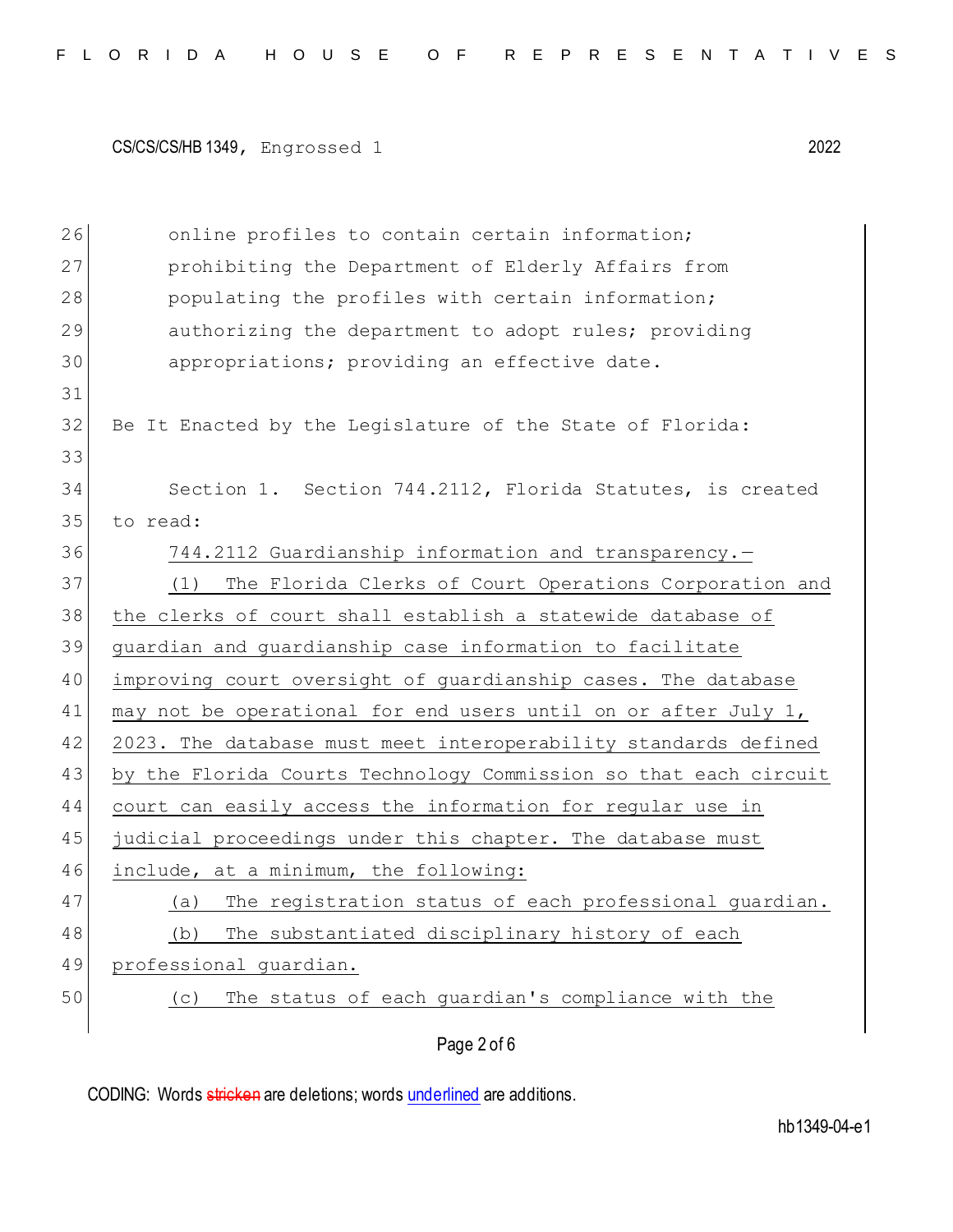online profiles to contain certain information; prohibiting the Department of Elderly Affairs from populating the profiles with certain information; authorizing the department to adopt rules; providing appropriations; providing an effective date.

Be It Enacted by the Legislature of the State of Florida:

Section 1. Section 744.2112, Florida Statutes, is created to read:

744.2112 Guardianship information and transparency.—

(1) The Florida Clerks of Court Operations Corporation and the clerks of court shall establish a statewide database of guardian and guardianship case information to facilitate improving court oversight of guardianship cases. The database may not be operational for end users until on or after July 1, 2023. The database must meet interoperability standards defined by the Florida Courts Technology Commission so that each circuit court can easily access the information for regular use in judicial proceedings under this chapter. The database must include, at a minimum, the following:

(a) The registration status of each professional guardian.

(b) The substantiated disciplinary history of each professional guardian.

(c) The status of each guardian's compliance with the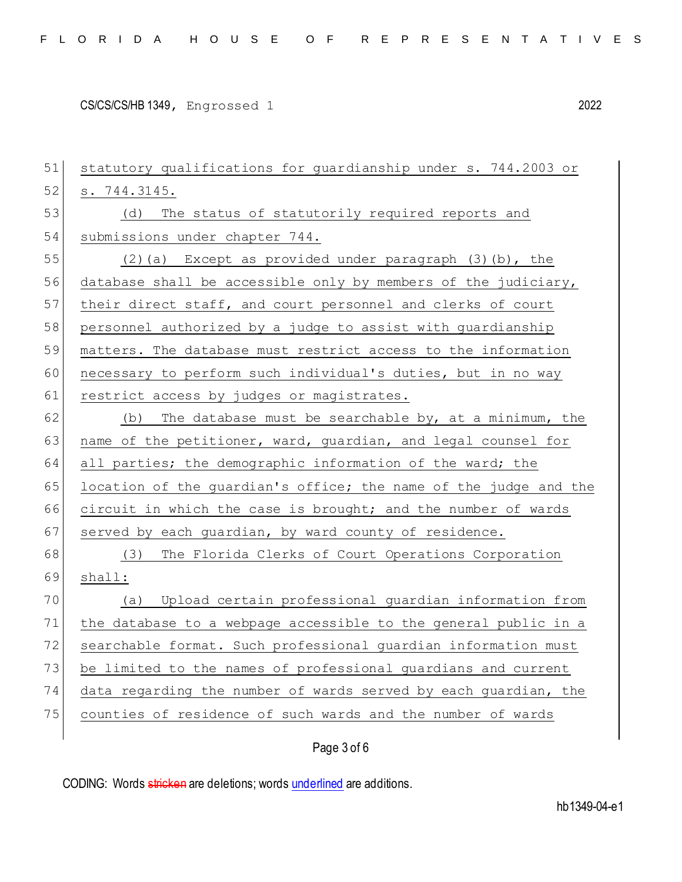statutory qualifications for guardianship under s. 744.2003 or s. 744.3145.

(d) The status of statutorily required reports and submissions under chapter 744.

(2)(a) Except as provided under paragraph (3)(b), the database shall be accessible only by members of the judiciary, their direct staff, and court personnel and clerks of court personnel authorized by a judge to assist with guardianship matters. The database must restrict access to the information necessary to perform such individual's duties, but in no way restrict access by judges or magistrates.

(b) The database must be searchable by, at a minimum, the name of the petitioner, ward, guardian, and legal counsel for all parties; the demographic information of the ward; the location of the guardian's office; the name of the judge and the circuit in which the case is brought; and the number of wards served by each guardian, by ward county of residence.

(3) The Florida Clerks of Court Operations Corporation shall:

(a) Upload certain professional guardian information from the database to a webpage accessible to the general public in a searchable format. Such professional guardian information must be limited to the names of professional guardians and current data regarding the number of wards served by each guardian, the counties of residence of such wards and the number of wards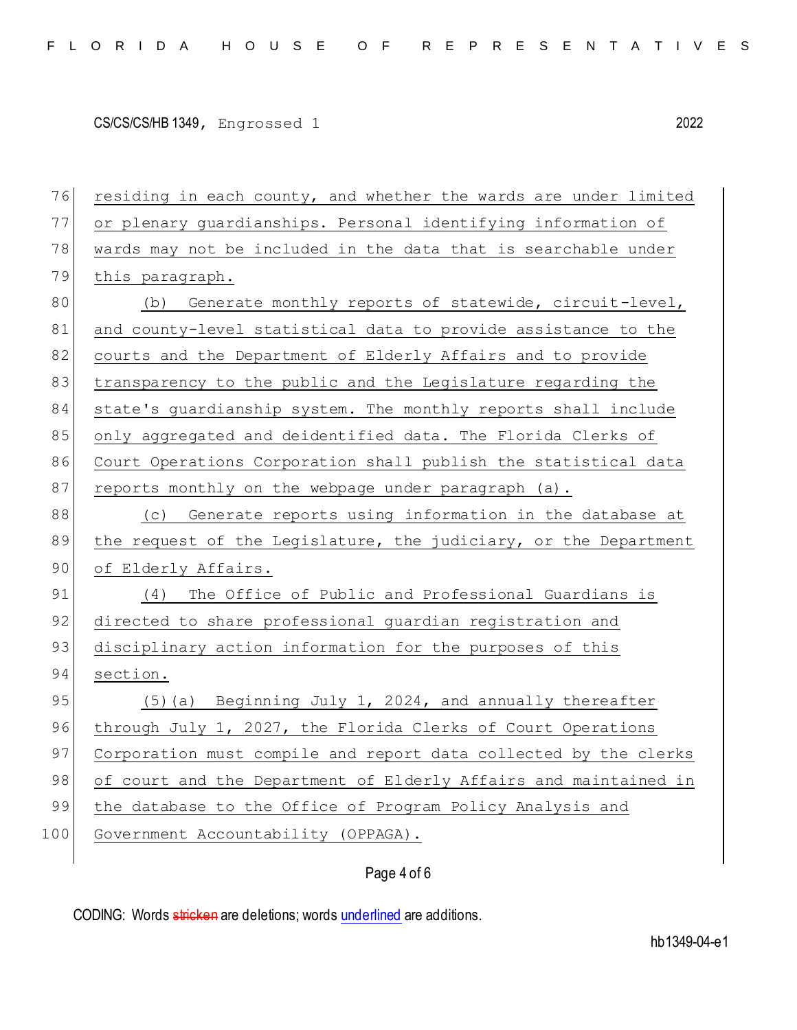residing in each county, and whether the wards are under limited or plenary guardianships. Personal identifying information of wards may not be included in the data that is searchable under this paragraph.

(b) Generate monthly reports of statewide, circuit-level, and county-level statistical data to provide assistance to the courts and the Department of Elderly Affairs and to provide transparency to the public and the Legislature regarding the state's guardianship system. The monthly reports shall include only aggregated and deidentified data. The Florida Clerks of Court Operations Corporation shall publish the statistical data reports monthly on the webpage under paragraph (a).

(c) Generate reports using information in the database at the request of the Legislature, the judiciary, or the Department of Elderly Affairs.

(4) The Office of Public and Professional Guardians is directed to share professional guardian registration and disciplinary action information for the purposes of this section.

(5)(a) Beginning July 1, 2024, and annually thereafter through July 1, 2027, the Florida Clerks of Court Operations Corporation must compile and report data collected by the clerks of court and the Department of Elderly Affairs and maintained in the database to the Office of Program Policy Analysis and Government Accountability (OPPAGA).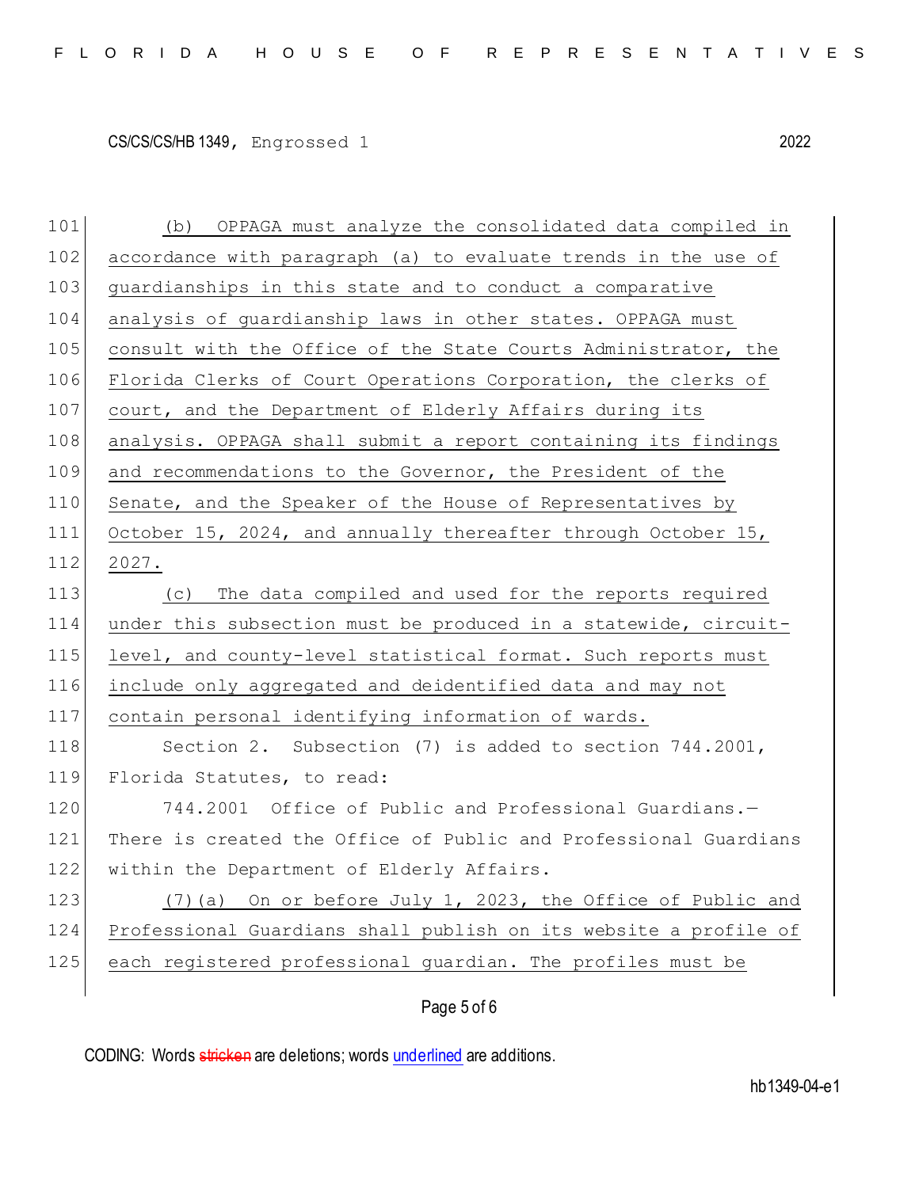(b) OPPAGA must analyze the consolidated data compiled in accordance with paragraph (a) to evaluate trends in the use of guardianships in this state and to conduct a comparative analysis of guardianship laws in other states. OPPAGA must consult with the Office of the State Courts Administrator, the Florida Clerks of Court Operations Corporation, the clerks of court, and the Department of Elderly Affairs during its analysis. OPPAGA shall submit a report containing its findings and recommendations to the Governor, the President of the Senate, and the Speaker of the House of Representatives by October 15, 2024, and annually thereafter through October 15, 2027.

(c) The data compiled and used for the reports required under this subsection must be produced in a statewide, circuit-level, and county-level statistical format. Such reports must include only aggregated and deidentified data and may not contain personal identifying information of wards.

Section 2. Subsection (7) is added to section 744.2001, Florida Statutes, to read:

744.2001 Office of Public and Professional Guardians.—There is created the Office of Public and Professional Guardians within the Department of Elderly Affairs.

(7)(a) On or before July 1, 2023, the Office of Public and Professional Guardians shall publish on its website a profile of each registered professional guardian. The profiles must be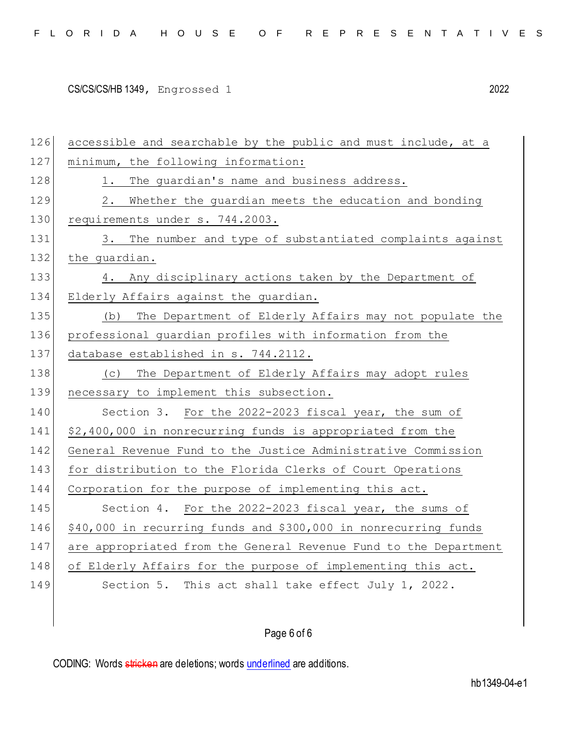accessible and searchable by the public and must include, at a minimum, the following information:

1. The guardian's name and business address.

2. Whether the guardian meets the education and bonding requirements under s. 744.2003.

3. The number and type of substantiated complaints against the guardian.

4. Any disciplinary actions taken by the Department of Elderly Affairs against the guardian.

(b) The Department of Elderly Affairs may not populate the professional guardian profiles with information from the database established in s. 744.2112.

(c) The Department of Elderly Affairs may adopt rules necessary to implement this subsection.

Section 3. For the 2022-2023 fiscal year, the sum of $2,400,000 in nonrecurring funds is appropriated from the General Revenue Fund to the Justice Administrative Commission for distribution to the Florida Clerks of Court Operations Corporation for the purpose of implementing this act.

Section 4. For the 2022-2023 fiscal year, the sums of $40,000 in recurring funds and $300,000 in nonrecurring funds are appropriated from the General Revenue Fund to the Department of Elderly Affairs for the purpose of implementing this act.

Section 5. This act shall take effect July 1, 2022.